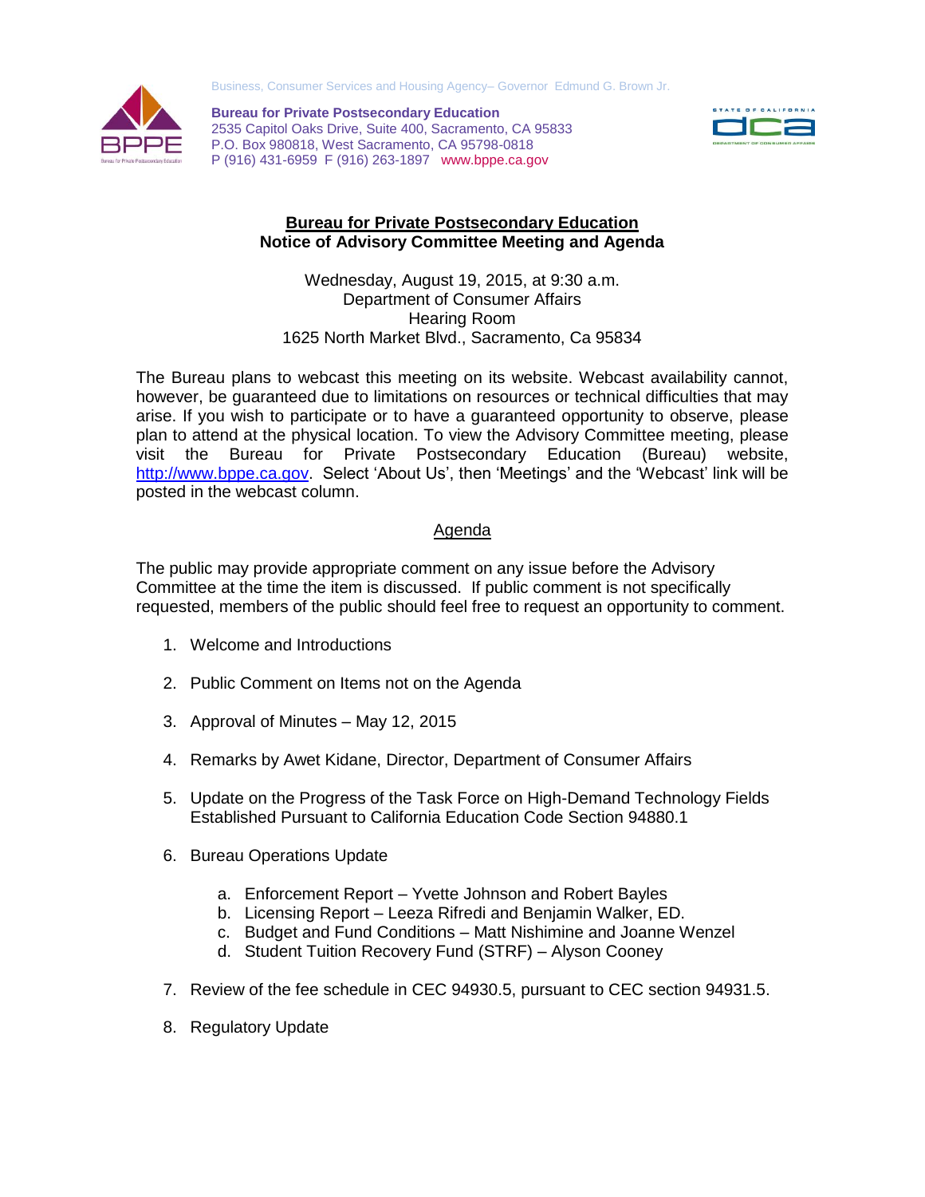Business, Consumer Services and Housing Agency– Governor Edmund G. Brown Jr.

**Bureau for Private Postsecondary Education**
2535 Capitol Oaks Drive, Suite 400, Sacramento, CA 95833
P.O. Box 980818, West Sacramento, CA 95798-0818
P (916) 431-6959 F (916) 263-1897 www.bppe.ca.gov

# Bureau for Private Postsecondary Education
## Notice of Advisory Committee Meeting and Agenda

Wednesday, August 19, 2015, at 9:30 a.m.
Department of Consumer Affairs
Hearing Room
1625 North Market Blvd., Sacramento, Ca 95834

The Bureau plans to webcast this meeting on its website. Webcast availability cannot, however, be guaranteed due to limitations on resources or technical difficulties that may arise. If you wish to participate or to have a guaranteed opportunity to observe, please plan to attend at the physical location. To view the Advisory Committee meeting, please visit the Bureau for Private Postsecondary Education (Bureau) website, http://www.bppe.ca.gov. Select 'About Us', then 'Meetings' and the 'Webcast' link will be posted in the webcast column.

## Agenda

The public may provide appropriate comment on any issue before the Advisory Committee at the time the item is discussed. If public comment is not specifically requested, members of the public should feel free to request an opportunity to comment.

1. Welcome and Introductions

2. Public Comment on Items not on the Agenda

3. Approval of Minutes – May 12, 2015

4. Remarks by Awet Kidane, Director, Department of Consumer Affairs

5. Update on the Progress of the Task Force on High-Demand Technology Fields Established Pursuant to California Education Code Section 94880.1

6. Bureau Operations Update

   a. Enforcement Report – Yvette Johnson and Robert Bayles
   b. Licensing Report – Leeza Rifredi and Benjamin Walker, ED.
   c. Budget and Fund Conditions – Matt Nishimine and Joanne Wenzel
   d. Student Tuition Recovery Fund (STRF) – Alyson Cooney

7. Review of the fee schedule in CEC 94930.5, pursuant to CEC section 94931.5.

8. Regulatory Update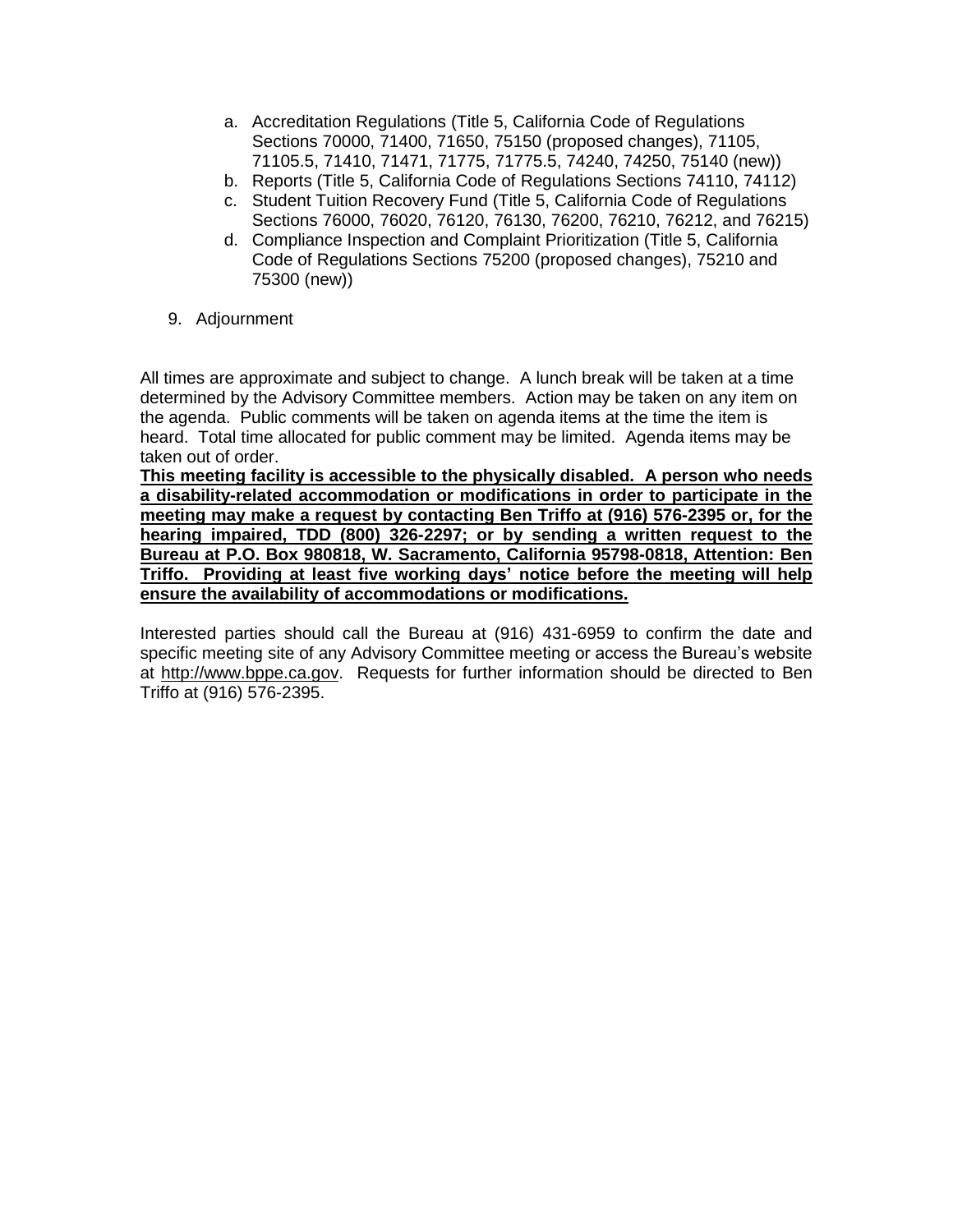a. Accreditation Regulations (Title 5, California Code of Regulations Sections 70000, 71400, 71650, 75150 (proposed changes), 71105, 71105.5, 71410, 71471, 71775, 71775.5, 74240, 74250, 75140 (new))
b. Reports (Title 5, California Code of Regulations Sections 74110, 74112)
c. Student Tuition Recovery Fund (Title 5, California Code of Regulations Sections 76000, 76020, 76120, 76130, 76200, 76210, 76212, and 76215)
d. Compliance Inspection and Complaint Prioritization (Title 5, California Code of Regulations Sections 75200 (proposed changes), 75210 and 75300 (new))

9. Adjournment

All times are approximate and subject to change. A lunch break will be taken at a time determined by the Advisory Committee members. Action may be taken on any item on the agenda. Public comments will be taken on agenda items at the time the item is heard. Total time allocated for public comment may be limited. Agenda items may be taken out of order.

**This meeting facility is accessible to the physically disabled. A person who needs a disability-related accommodation or modifications in order to participate in the meeting may make a request by contacting Ben Triffo at (916) 576-2395 or, for the hearing impaired, TDD (800) 326-2297; or by sending a written request to the Bureau at P.O. Box 980818, W. Sacramento, California 95798-0818, Attention: Ben Triffo. Providing at least five working days' notice before the meeting will help ensure the availability of accommodations or modifications.**

Interested parties should call the Bureau at (916) 431-6959 to confirm the date and specific meeting site of any Advisory Committee meeting or access the Bureau's website at http://www.bppe.ca.gov. Requests for further information should be directed to Ben Triffo at (916) 576-2395.